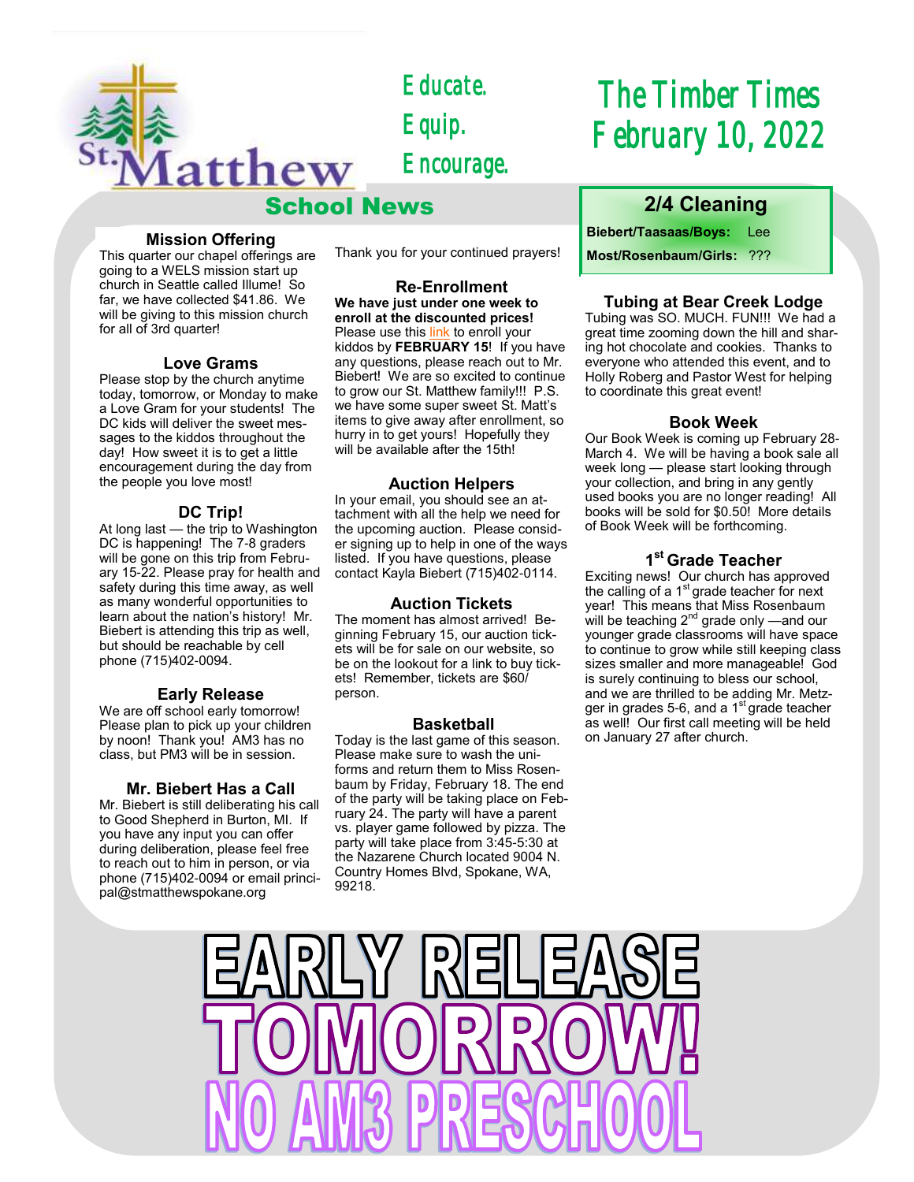St. Matthew

Educate.
Equip.
Encourage.

# The Timber Times
## February 10, 2022

## School News

### Mission Offering

This quarter our chapel offerings are going to a WELS mission start up church in Seattle called Illume! So far, we have collected $41.86. We will be giving to this mission church for all of 3rd quarter!

### Love Grams

Please stop by the church anytime today, tomorrow, or Monday to make a Love Gram for your students! The DC kids will deliver the sweet messages to the kiddos throughout the day! How sweet it is to get a little encouragement during the day from the people you love most!

### DC Trip!

At long last — the trip to Washington DC is happening! The 7-8 graders will be gone on this trip from February 15-22. Please pray for health and safety during this time away, as well as many wonderful opportunities to learn about the nation's history! Mr. Biebert is attending this trip as well, but should be reachable by cell phone (715)402-0094.

### Early Release

We are off school early tomorrow! Please plan to pick up your children by noon! Thank you! AM3 has no class, but PM3 will be in session.

### Mr. Biebert Has a Call

Mr. Biebert is still deliberating his call to Good Shepherd in Burton, MI. If you have any input you can offer during deliberation, please feel free to reach out to him in person, or via phone (715)402-0094 or email principal@stmatthewspokane.org

Thank you for your continued prayers!

### Re-Enrollment

**We have just under one week to enroll at the discounted prices!** Please use this link to enroll your kiddos by **FEBRUARY 15**! If you have any questions, please reach out to Mr. Biebert! We are so excited to continue to grow our St. Matthew family!!! P.S. we have some super sweet St. Matt's items to give away after enrollment, so hurry in to get yours! Hopefully they will be available after the 15th!

### Auction Helpers

In your email, you should see an attachment with all the help we need for the upcoming auction. Please consider signing up to help in one of the ways listed. If you have questions, please contact Kayla Biebert (715)402-0114.

### Auction Tickets

The moment has almost arrived! Beginning February 15, our auction tickets will be for sale on our website, so be on the lookout for a link to buy tickets! Remember, tickets are $60/person.

### Basketball

Today is the last game of this season. Please make sure to wash the uniforms and return them to Miss Rosenbaum by Friday, February 18. The end of the party will be taking place on February 24. The party will have a parent vs. player game followed by pizza. The party will take place from 3:45-5:30 at the Nazarene Church located 9004 N. Country Homes Blvd, Spokane, WA, 99218.

### 2/4 Cleaning

**Biebert/Taasaas/Boys:** Lee

**Most/Rosenbaum/Girls:** ???

### Tubing at Bear Creek Lodge

Tubing was SO. MUCH. FUN!!! We had a great time zooming down the hill and sharing hot chocolate and cookies. Thanks to everyone who attended this event, and to Holly Roberg and Pastor West for helping to coordinate this great event!

### Book Week

Our Book Week is coming up February 28-March 4. We will be having a book sale all week long — please start looking through your collection, and bring in any gently used books you are no longer reading! All books will be sold for $0.50! More details of Book Week will be forthcoming.

### 1st Grade Teacher

Exciting news! Our church has approved the calling of a 1st grade teacher for next year! This means that Miss Rosenbaum will be teaching 2nd grade only —and our younger grade classrooms will have space to continue to grow while still keeping class sizes smaller and more manageable! God is surely continuing to bless our school, and we are thrilled to be adding Mr. Metzger in grades 5-6, and a 1st grade teacher as well! Our first call meeting will be held on January 27 after church.

# EARLY RELEASE TOMORROW!
# NO AM3 PRESCHOOL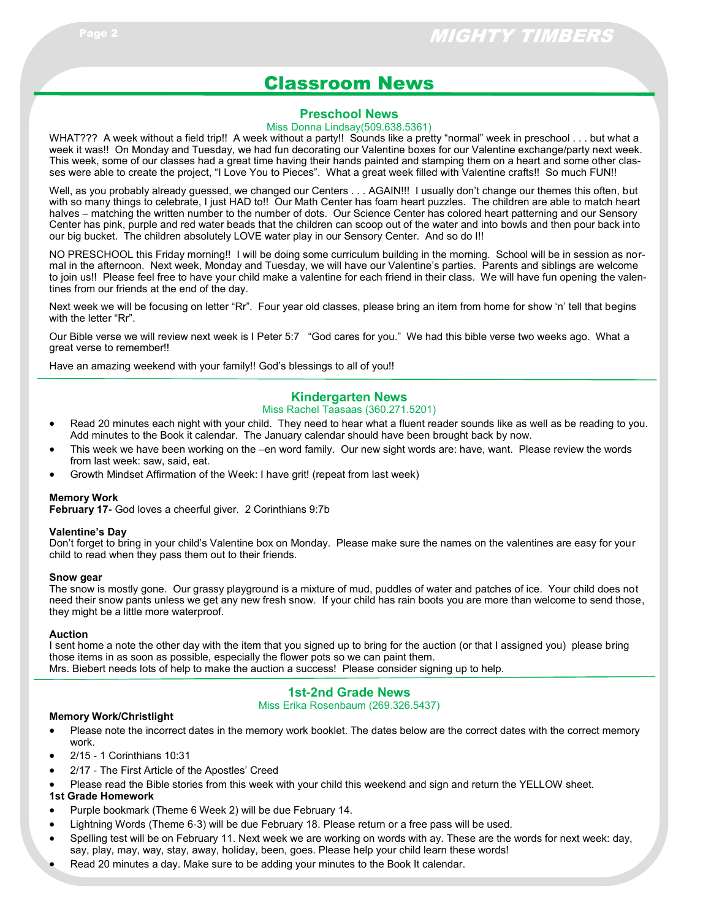# Classroom News

## Preschool News

Miss Donna Lindsay(509.638.5361)

WHAT??? A week without a field trip!! A week without a party!! Sounds like a pretty "normal" week in preschool . . . but what a week it was!! On Monday and Tuesday, we had fun decorating our Valentine boxes for our Valentine exchange/party next week. This week, some of our classes had a great time having their hands painted and stamping them on a heart and some other classes were able to create the project, "I Love You to Pieces". What a great week filled with Valentine crafts!! So much FUN!!

Well, as you probably already guessed, we changed our Centers . . . AGAIN!!! I usually don't change our themes this often, but with so many things to celebrate, I just HAD to!! Our Math Center has foam heart puzzles. The children are able to match heart halves – matching the written number to the number of dots. Our Science Center has colored heart patterning and our Sensory Center has pink, purple and red water beads that the children can scoop out of the water and into bowls and then pour back into our big bucket. The children absolutely LOVE water play in our Sensory Center. And so do I!!

NO PRESCHOOL this Friday morning!! I will be doing some curriculum building in the morning. School will be in session as normal in the afternoon. Next week, Monday and Tuesday, we will have our Valentine's parties. Parents and siblings are welcome to join us!! Please feel free to have your child make a valentine for each friend in their class. We will have fun opening the valentines from our friends at the end of the day.

Next week we will be focusing on letter "Rr". Four year old classes, please bring an item from home for show 'n' tell that begins with the letter "Rr".

Our Bible verse we will review next week is I Peter 5:7 "God cares for you." We had this bible verse two weeks ago. What a great verse to remember!!

Have an amazing weekend with your family!! God's blessings to all of you!!

## Kindergarten News

Miss Rachel Taasaas (360.271.5201)

- Read 20 minutes each night with your child. They need to hear what a fluent reader sounds like as well as be reading to you. Add minutes to the Book it calendar. The January calendar should have been brought back by now.
- This week we have been working on the –en word family. Our new sight words are: have, want. Please review the words from last week: saw, said, eat.
- Growth Mindset Affirmation of the Week: I have grit! (repeat from last week)

**Memory Work**

**February 17-** God loves a cheerful giver. 2 Corinthians 9:7b

**Valentine's Day**

Don't forget to bring in your child's Valentine box on Monday. Please make sure the names on the valentines are easy for your child to read when they pass them out to their friends.

**Snow gear**

The snow is mostly gone. Our grassy playground is a mixture of mud, puddles of water and patches of ice. Your child does not need their snow pants unless we get any new fresh snow. If your child has rain boots you are more than welcome to send those, they might be a little more waterproof.

**Auction**

I sent home a note the other day with the item that you signed up to bring for the auction (or that I assigned you) please bring those items in as soon as possible, especially the flower pots so we can paint them.
Mrs. Biebert needs lots of help to make the auction a success! Please consider signing up to help.

## 1st-2nd Grade News

Miss Erika Rosenbaum (269.326.5437)

**Memory Work/Christlight**

- Please note the incorrect dates in the memory work booklet. The dates below are the correct dates with the correct memory work.
- 2/15 - 1 Corinthians 10:31
- 2/17 - The First Article of the Apostles' Creed
- Please read the Bible stories from this week with your child this weekend and sign and return the YELLOW sheet.

**1st Grade Homework**

- Purple bookmark (Theme 6 Week 2) will be due February 14.
- Lightning Words (Theme 6-3) will be due February 18. Please return or a free pass will be used.
- Spelling test will be on February 11. Next week we are working on words with ay. These are the words for next week: day, say, play, may, way, stay, away, holiday, been, goes. Please help your child learn these words!
- Read 20 minutes a day. Make sure to be adding your minutes to the Book It calendar.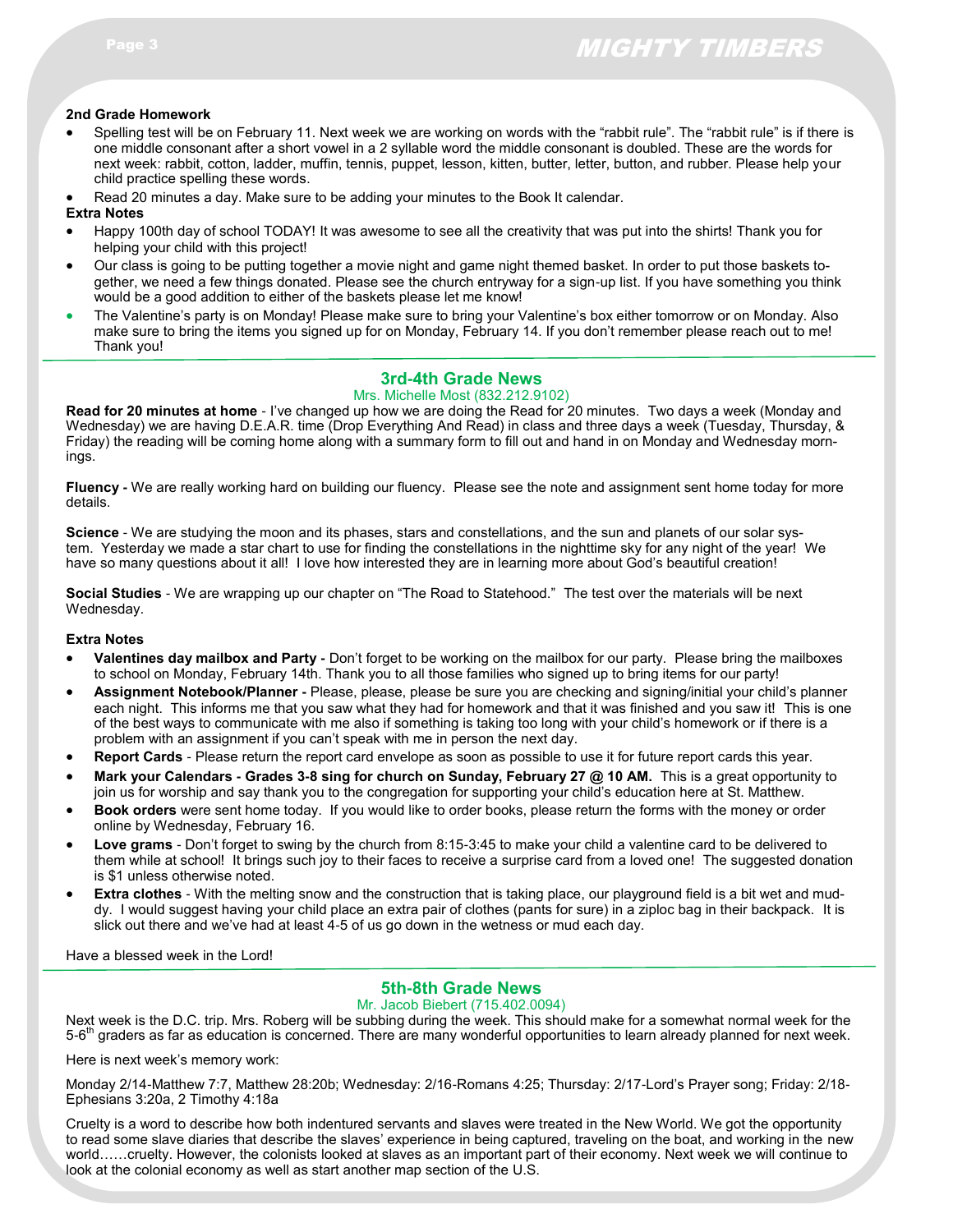**2nd Grade Homework**

- Spelling test will be on February 11. Next week we are working on words with the "rabbit rule". The "rabbit rule" is if there is one middle consonant after a short vowel in a 2 syllable word the middle consonant is doubled. These are the words for next week: rabbit, cotton, ladder, muffin, tennis, puppet, lesson, kitten, butter, letter, button, and rubber. Please help your child practice spelling these words.
- Read 20 minutes a day. Make sure to be adding your minutes to the Book It calendar.

**Extra Notes**

- Happy 100th day of school TODAY! It was awesome to see all the creativity that was put into the shirts! Thank you for helping your child with this project!
- Our class is going to be putting together a movie night and game night themed basket. In order to put those baskets together, we need a few things donated. Please see the church entryway for a sign-up list. If you have something you think would be a good addition to either of the baskets please let me know!
- The Valentine's party is on Monday! Please make sure to bring your Valentine's box either tomorrow or on Monday. Also make sure to bring the items you signed up for on Monday, February 14. If you don't remember please reach out to me! Thank you!

## 3rd-4th Grade News

Mrs. Michelle Most (832.212.9102)

**Read for 20 minutes at home** - I've changed up how we are doing the Read for 20 minutes. Two days a week (Monday and Wednesday) we are having D.E.A.R. time (Drop Everything And Read) in class and three days a week (Tuesday, Thursday, & Friday) the reading will be coming home along with a summary form to fill out and hand in on Monday and Wednesday mornings.

**Fluency -** We are really working hard on building our fluency. Please see the note and assignment sent home today for more details.

**Science** - We are studying the moon and its phases, stars and constellations, and the sun and planets of our solar system. Yesterday we made a star chart to use for finding the constellations in the nighttime sky for any night of the year! We have so many questions about it all! I love how interested they are in learning more about God's beautiful creation!

**Social Studies** - We are wrapping up our chapter on "The Road to Statehood." The test over the materials will be next Wednesday.

**Extra Notes**

- **Valentines day mailbox and Party -** Don't forget to be working on the mailbox for our party. Please bring the mailboxes to school on Monday, February 14th. Thank you to all those families who signed up to bring items for our party!
- **Assignment Notebook/Planner -** Please, please, please be sure you are checking and signing/initial your child's planner each night. This informs me that you saw what they had for homework and that it was finished and you saw it! This is one of the best ways to communicate with me also if something is taking too long with your child's homework or if there is a problem with an assignment if you can't speak with me in person the next day.
- **Report Cards** - Please return the report card envelope as soon as possible to use it for future report cards this year.
- **Mark your Calendars - Grades 3-8 sing for church on Sunday, February 27 @ 10 AM.** This is a great opportunity to join us for worship and say thank you to the congregation for supporting your child's education here at St. Matthew.
- **Book orders** were sent home today. If you would like to order books, please return the forms with the money or order online by Wednesday, February 16.
- **Love grams** - Don't forget to swing by the church from 8:15-3:45 to make your child a valentine card to be delivered to them while at school! It brings such joy to their faces to receive a surprise card from a loved one! The suggested donation is $1 unless otherwise noted.
- **Extra clothes** - With the melting snow and the construction that is taking place, our playground field is a bit wet and muddy. I would suggest having your child place an extra pair of clothes (pants for sure) in a ziploc bag in their backpack. It is slick out there and we've had at least 4-5 of us go down in the wetness or mud each day.

Have a blessed week in the Lord!

## 5th-8th Grade News

Mr. Jacob Biebert (715.402.0094)

Next week is the D.C. trip. Mrs. Roberg will be subbing during the week. This should make for a somewhat normal week for the 5-6th graders as far as education is concerned. There are many wonderful opportunities to learn already planned for next week.

Here is next week's memory work:

Monday 2/14-Matthew 7:7, Matthew 28:20b; Wednesday: 2/16-Romans 4:25; Thursday: 2/17-Lord's Prayer song; Friday: 2/18-Ephesians 3:20a, 2 Timothy 4:18a

Cruelty is a word to describe how both indentured servants and slaves were treated in the New World. We got the opportunity to read some slave diaries that describe the slaves' experience in being captured, traveling on the boat, and working in the new world……cruelty. However, the colonists looked at slaves as an important part of their economy. Next week we will continue to look at the colonial economy as well as start another map section of the U.S.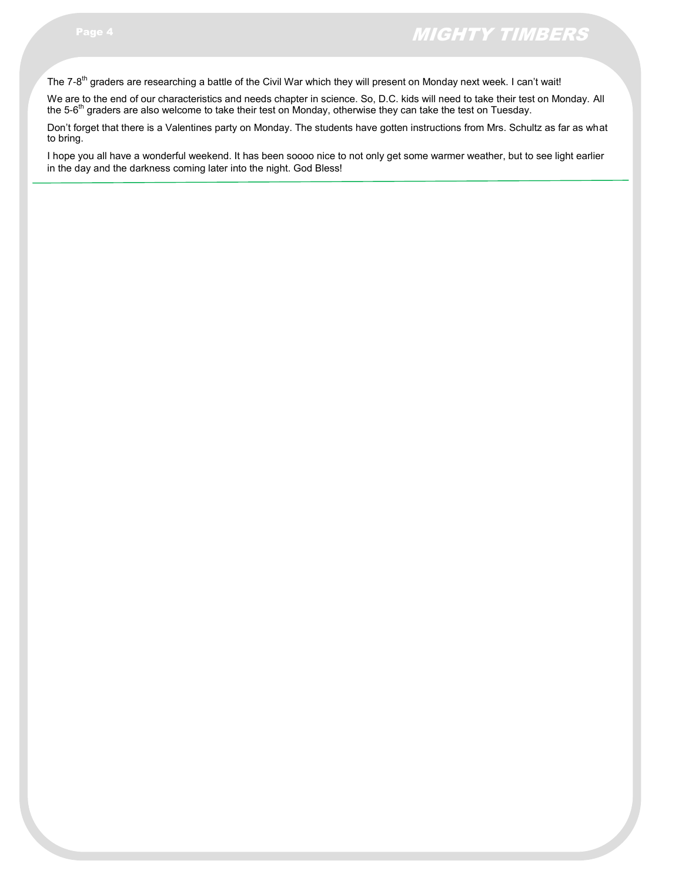The 7-8th graders are researching a battle of the Civil War which they will present on Monday next week. I can't wait!

We are to the end of our characteristics and needs chapter in science. So, D.C. kids will need to take their test on Monday. All the 5-6th graders are also welcome to take their test on Monday, otherwise they can take the test on Tuesday.

Don't forget that there is a Valentines party on Monday. The students have gotten instructions from Mrs. Schultz as far as what to bring.

I hope you all have a wonderful weekend. It has been soooo nice to not only get some warmer weather, but to see light earlier in the day and the darkness coming later into the night. God Bless!

---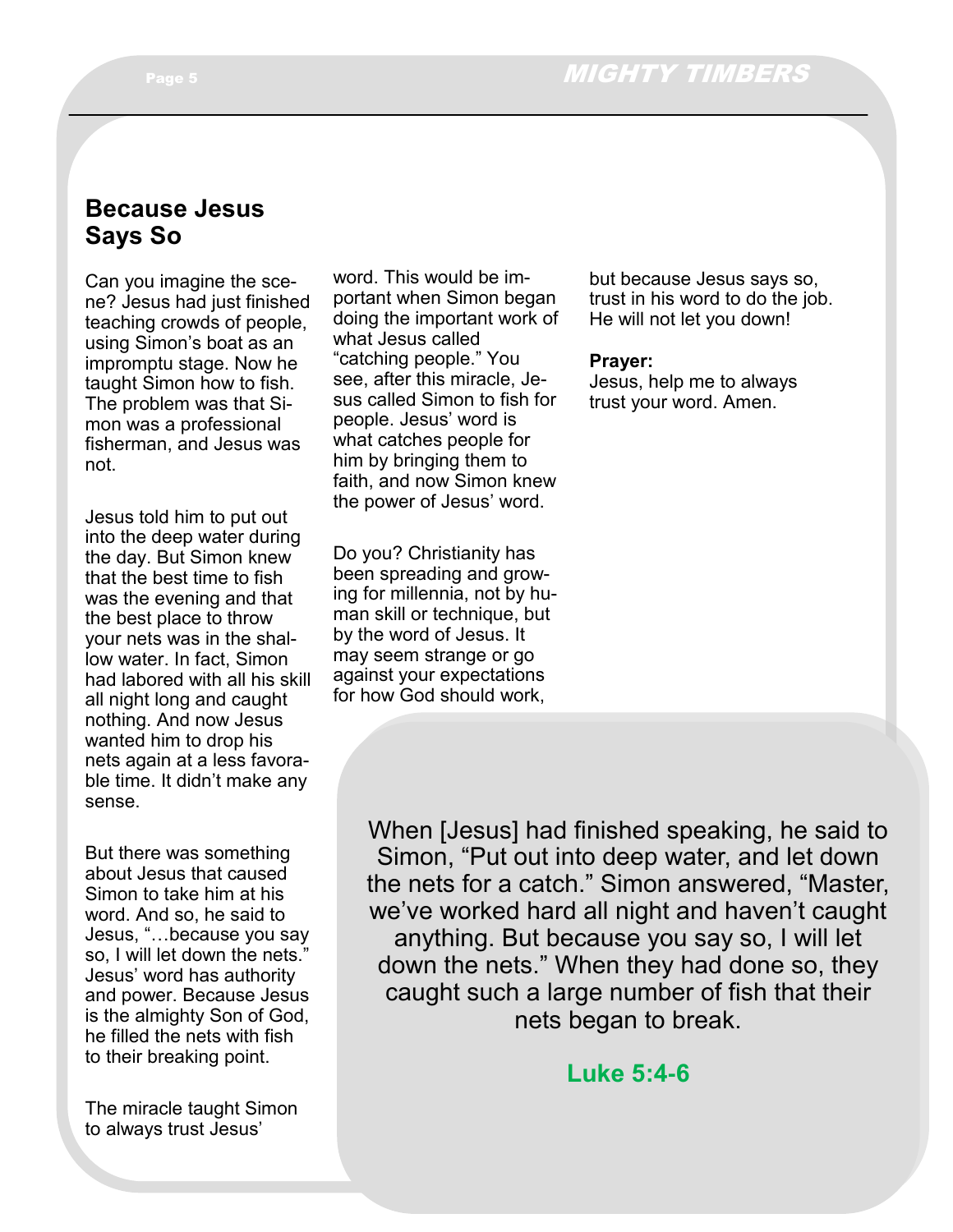## Because Jesus Says So

Can you imagine the scene? Jesus had just finished teaching crowds of people, using Simon's boat as an impromptu stage. Now he taught Simon how to fish. The problem was that Simon was a professional fisherman, and Jesus was not.

Jesus told him to put out into the deep water during the day. But Simon knew that the best time to fish was the evening and that the best place to throw your nets was in the shallow water. In fact, Simon had labored with all his skill all night long and caught nothing. And now Jesus wanted him to drop his nets again at a less favorable time. It didn't make any sense.

But there was something about Jesus that caused Simon to take him at his word. And so, he said to Jesus, "…because you say so, I will let down the nets." Jesus' word has authority and power. Because Jesus is the almighty Son of God, he filled the nets with fish to their breaking point.

The miracle taught Simon to always trust Jesus' word. This would be important when Simon began doing the important work of what Jesus called "catching people." You see, after this miracle, Jesus called Simon to fish for people. Jesus' word is what catches people for him by bringing them to faith, and now Simon knew the power of Jesus' word.

Do you? Christianity has been spreading and growing for millennia, not by human skill or technique, but by the word of Jesus. It may seem strange or go against your expectations for how God should work, but because Jesus says so, trust in his word to do the job. He will not let you down!

**Prayer:**
Jesus, help me to always trust your word. Amen.

When [Jesus] had finished speaking, he said to Simon, "Put out into deep water, and let down the nets for a catch." Simon answered, "Master, we've worked hard all night and haven't caught anything. But because you say so, I will let down the nets." When they had done so, they caught such a large number of fish that their nets began to break.

**Luke 5:4-6**